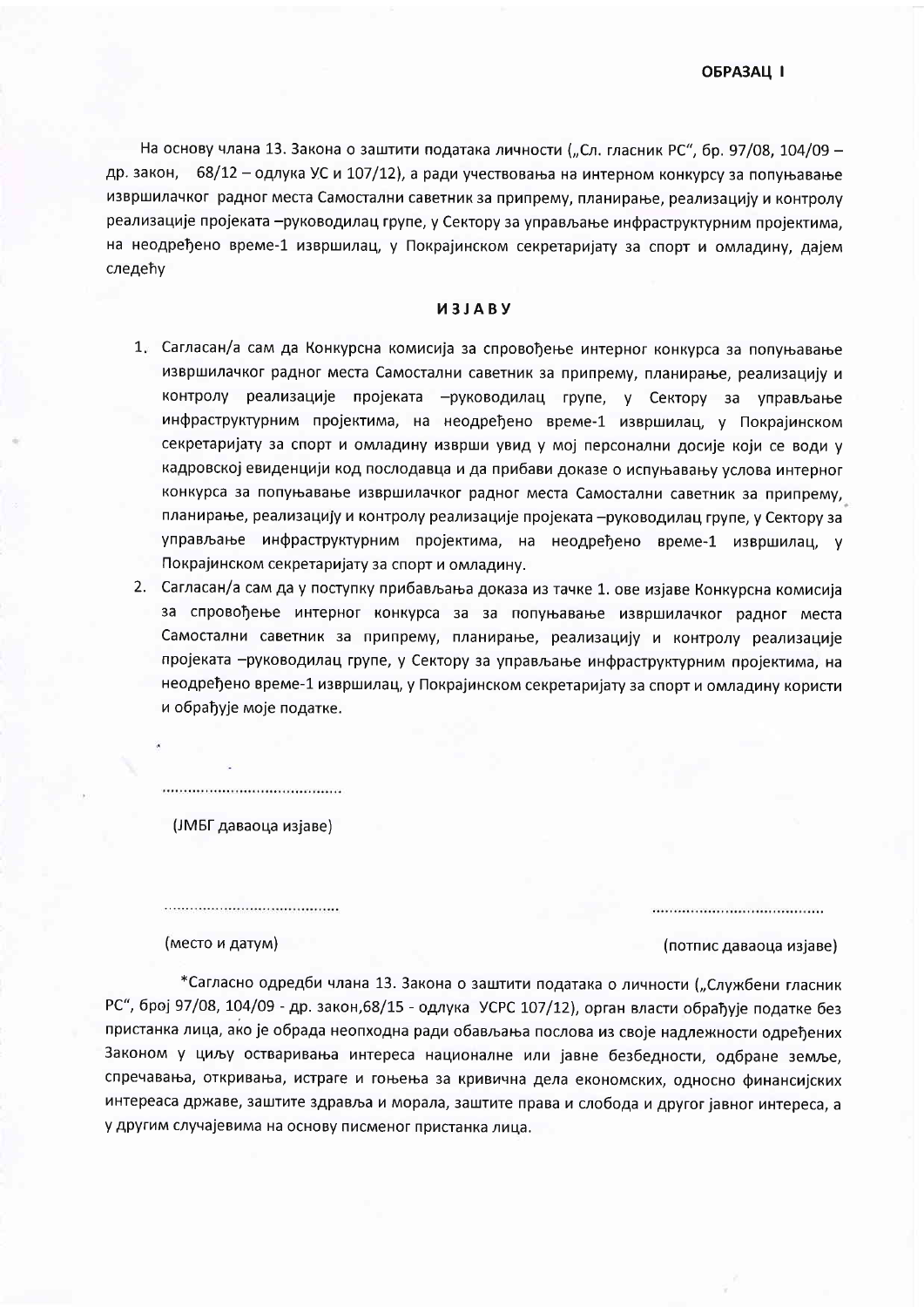**ОБРАЗАЦ I**

На основу члана 13. Закона о заштити података личности („Сл. гласник РС", бр. 97/08, 104/09 – др. закон, 68/12 – одлука УС и 107/12), а ради учествовања на интерном конкурсу за попуњавање извршилачког радног места Самостални саветник за припрему, планирање, реализацију и контролу реализације пројеката –руководилац групе, у Сектору за управљање инфраструктурним пројектима, на неодређено време-1 извршилац, у Покрајинском секретаријату за спорт и омладину, дајем следећу

## ИЗЈАВУ

1. Сагласан/а сам да Конкурсна комисија за спровођење интерног конкурса за попуњавање извршилачког радног места Самостални саветник за припрему, планирање, реализацију и контролу реализације пројеката –руководилац групе, у Сектору за управљање инфраструктурним пројектима, на неодређено време-1 извршилац, у Покрајинском секретаријату за спорт и омладину изврши увид у мој персонални досије који се води у кадровској евиденцији код послодавца и да прибави доказе о испуњавању услова интерног конкурса за попуњавање извршилачког радног места Самостални саветник за припрему, планирање, реализацију и контролу реализације пројеката –руководилац групе, у Сектору за управљање инфраструктурним пројектима, на неодређено време-1 извршилац, у Покрајинском секретаријату за спорт и омладину.
2. Сагласан/а сам да у поступку прибављања доказа из тачке 1. ове изјаве Конкурсна комисија за спровођење интерног конкурса за за попуњавање извршилачког радног места Самостални саветник за припрему, планирање, реализацију и контролу реализације пројеката –руководилац групе, у Сектору за управљање инфраструктурним пројектима, на неодређено време-1 извршилац, у Покрајинском секретаријату за спорт и омладину користи и обрађује моје податке.

........................................

(ЈМБГ даваоца изјаве)

........................................ ........................................

(место и датум) (потпис даваоца изјаве)

*Сагласно одредби члана 13. Закона о заштити података о личности („Службени гласник РС", број 97/08, 104/09 - др. закон,68/15 - одлука УСРС 107/12), орган власти обрађује податке без пристанка лица, ако је обрада неопходна ради обављања послова из своје надлежности одређених Законом у циљу остваривања интереса националне или јавне безбедности, одбране земље, спречавања, откривања, истраге и гоњења за кривична дела економских, односно финансијских интереаса државе, заштите здравља и морала, заштите права и слобода и другог јавног интереса, а у другим случајевима на основу писменог пристанка лица.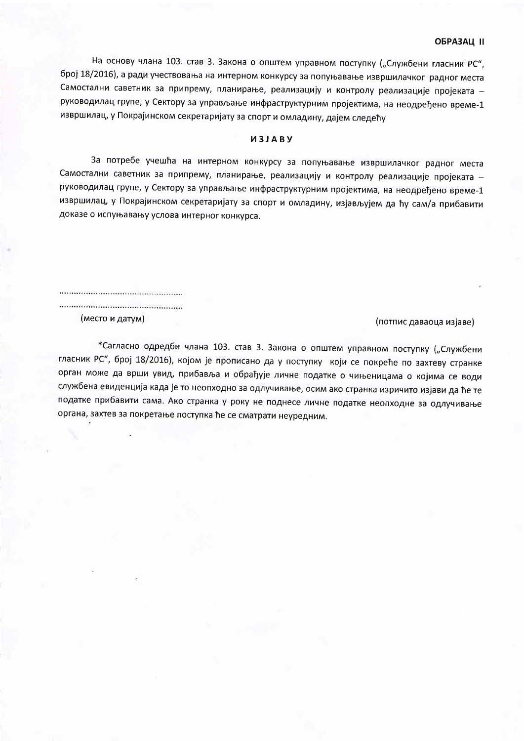**ОБРАЗАЦ II**

На основу члана 103. став 3. Закона о општем управном поступку („Службени гласник РС", број 18/2016), а ради учествовања на интерном конкурсу за попуњавање извршилачког радног места Самостални саветник за припрему, планирање, реализацију и контролу реализације пројеката – руководилац групе, у Сектору за управљање инфраструктурним пројектима, на неодређено време-1 извршилац, у Покрајинском секретаријату за спорт и омладину, дајем следећу

## ИЗЈАВУ

За потребе учешћа на интерном конкурсу за попуњавање извршилачког радног места Самостални саветник за припрему, планирање, реализацију и контролу реализације пројеката – руководилац групе, у Сектору за управљање инфраструктурним пројектима, на неодређено време-1 извршилац, у Покрајинском секретаријату за спорт и омладину, изјављујем да ћу сам/а прибавити доказе о испуњавању услова интерног конкурса.

..................................................

..................................................

(место и датум) (потпис даваоца изјаве)

*Сагласно одредби члана 103. став 3. Закона о општем управном поступку („Службени гласник РС", број 18/2016), којом је прописано да у поступку који се покреће по захтеву странке орган може да врши увид, прибавља и обрађује личне податке о чињеницама о којима се води службена евиденција када је то неопходно за одлучивање, осим ако странка изричито изјави да ће те податке прибавити сама. Ако странка у року не поднесе личне податке неопходне за одлучивање органа, захтев за покретање поступка ће се сматрати неуредним.